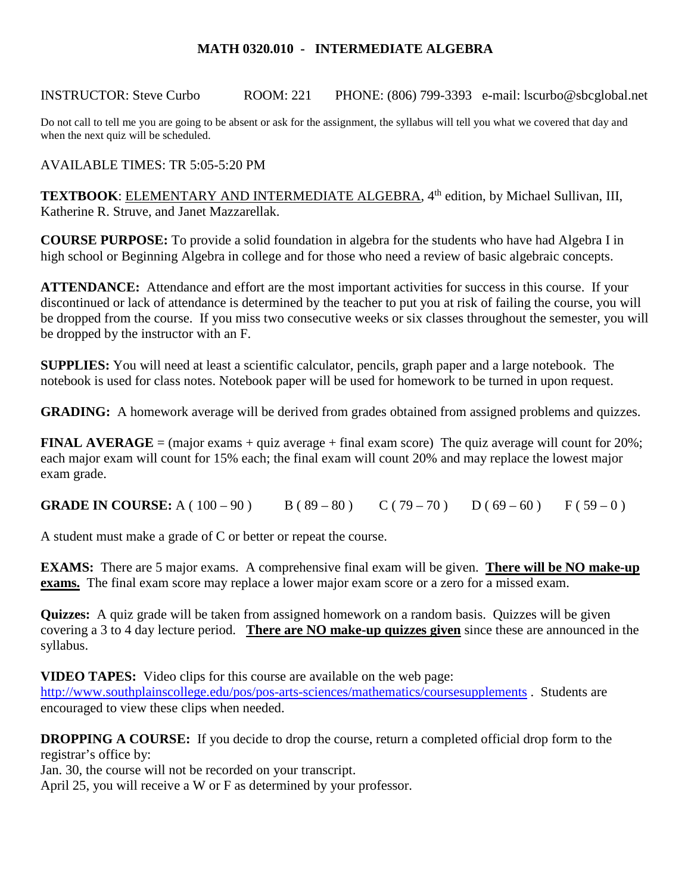# MATH 0320.010 - INTERMEDIATE ALGEBRA

INSTRUCTOR: Steve Curbo ROOM: 221 PHONE: (806) 799-3393 e-mail: lscurbo@sbcglobal.net

Do not call to tell me you are going to be absent or ask for the assignment, the syllabus will tell you what we covered that day and when the next quiz will be scheduled.

AVAILABLE TIMES: TR 5:05-5:20 PM

**TEXTBOOK**: ELEMENTARY AND INTERMEDIATE ALGEBRA, 4th edition, by Michael Sullivan, III, Katherine R. Struve, and Janet Mazzarellak.

**COURSE PURPOSE:** To provide a solid foundation in algebra for the students who have had Algebra I in high school or Beginning Algebra in college and for those who need a review of basic algebraic concepts.

**ATTENDANCE:** Attendance and effort are the most important activities for success in this course. If your discontinued or lack of attendance is determined by the teacher to put you at risk of failing the course, you will be dropped from the course. If you miss two consecutive weeks or six classes throughout the semester, you will be dropped by the instructor with an F.

**SUPPLIES:** You will need at least a scientific calculator, pencils, graph paper and a large notebook. The notebook is used for class notes. Notebook paper will be used for homework to be turned in upon request.

**GRADING:** A homework average will be derived from grades obtained from assigned problems and quizzes.

**FINAL AVERAGE** = (major exams + quiz average + final exam score) The quiz average will count for 20%; each major exam will count for 15% each; the final exam will count 20% and may replace the lowest major exam grade.

**GRADE IN COURSE:** A ( 100 – 90 ) B ( 89 – 80 ) C ( 79 – 70 ) D ( 69 – 60 ) F ( 59 – 0 )

A student must make a grade of C or better or repeat the course.

**EXAMS:** There are 5 major exams. A comprehensive final exam will be given. **There will be NO make-up exams.** The final exam score may replace a lower major exam score or a zero for a missed exam.

**Quizzes:** A quiz grade will be taken from assigned homework on a random basis. Quizzes will be given covering a 3 to 4 day lecture period. **There are NO make-up quizzes given** since these are announced in the syllabus.

**VIDEO TAPES:** Video clips for this course are available on the web page: http://www.southplainscollege.edu/pos/pos-arts-sciences/mathematics/coursesupplements . Students are encouraged to view these clips when needed.

**DROPPING A COURSE:** If you decide to drop the course, return a completed official drop form to the registrar's office by:

Jan. 30, the course will not be recorded on your transcript.

April 25, you will receive a W or F as determined by your professor.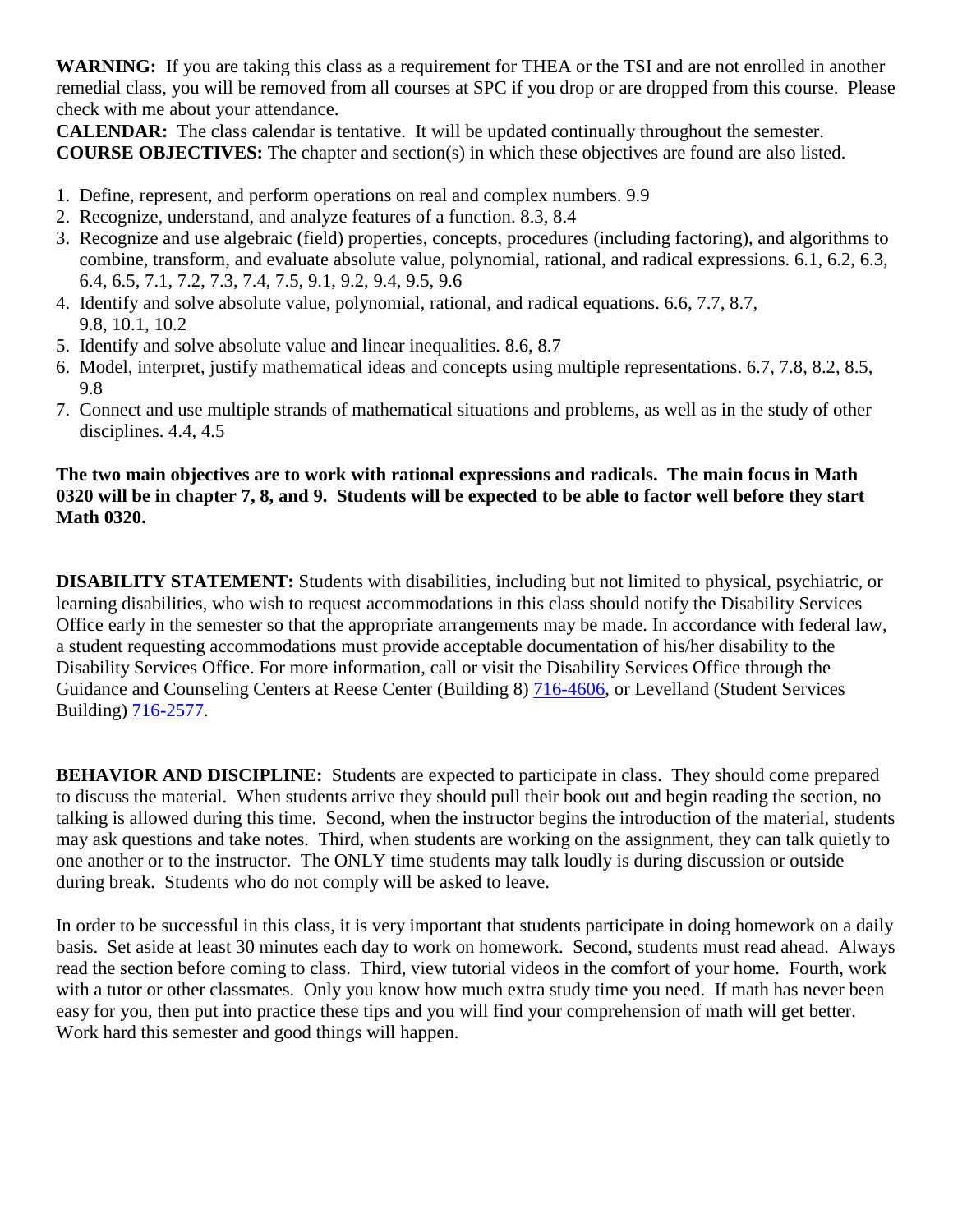**WARNING:** If you are taking this class as a requirement for THEA or the TSI and are not enrolled in another remedial class, you will be removed from all courses at SPC if you drop or are dropped from this course. Please check with me about your attendance.

**CALENDAR:** The class calendar is tentative. It will be updated continually throughout the semester.

**COURSE OBJECTIVES:** The chapter and section(s) in which these objectives are found are also listed.

1. Define, represent, and perform operations on real and complex numbers. 9.9
2. Recognize, understand, and analyze features of a function. 8.3, 8.4
3. Recognize and use algebraic (field) properties, concepts, procedures (including factoring), and algorithms to combine, transform, and evaluate absolute value, polynomial, rational, and radical expressions. 6.1, 6.2, 6.3, 6.4, 6.5, 7.1, 7.2, 7.3, 7.4, 7.5, 9.1, 9.2, 9.4, 9.5, 9.6
4. Identify and solve absolute value, polynomial, rational, and radical equations. 6.6, 7.7, 8.7, 9.8, 10.1, 10.2
5. Identify and solve absolute value and linear inequalities. 8.6, 8.7
6. Model, interpret, justify mathematical ideas and concepts using multiple representations. 6.7, 7.8, 8.2, 8.5, 9.8
7. Connect and use multiple strands of mathematical situations and problems, as well as in the study of other disciplines. 4.4, 4.5

**The two main objectives are to work with rational expressions and radicals. The main focus in Math 0320 will be in chapter 7, 8, and 9. Students will be expected to be able to factor well before they start Math 0320.**

**DISABILITY STATEMENT:** Students with disabilities, including but not limited to physical, psychiatric, or learning disabilities, who wish to request accommodations in this class should notify the Disability Services Office early in the semester so that the appropriate arrangements may be made. In accordance with federal law, a student requesting accommodations must provide acceptable documentation of his/her disability to the Disability Services Office. For more information, call or visit the Disability Services Office through the Guidance and Counseling Centers at Reese Center (Building 8) 716-4606, or Levelland (Student Services Building) 716-2577.

**BEHAVIOR AND DISCIPLINE:** Students are expected to participate in class. They should come prepared to discuss the material. When students arrive they should pull their book out and begin reading the section, no talking is allowed during this time. Second, when the instructor begins the introduction of the material, students may ask questions and take notes. Third, when students are working on the assignment, they can talk quietly to one another or to the instructor. The ONLY time students may talk loudly is during discussion or outside during break. Students who do not comply will be asked to leave.

In order to be successful in this class, it is very important that students participate in doing homework on a daily basis. Set aside at least 30 minutes each day to work on homework. Second, students must read ahead. Always read the section before coming to class. Third, view tutorial videos in the comfort of your home. Fourth, work with a tutor or other classmates. Only you know how much extra study time you need. If math has never been easy for you, then put into practice these tips and you will find your comprehension of math will get better. Work hard this semester and good things will happen.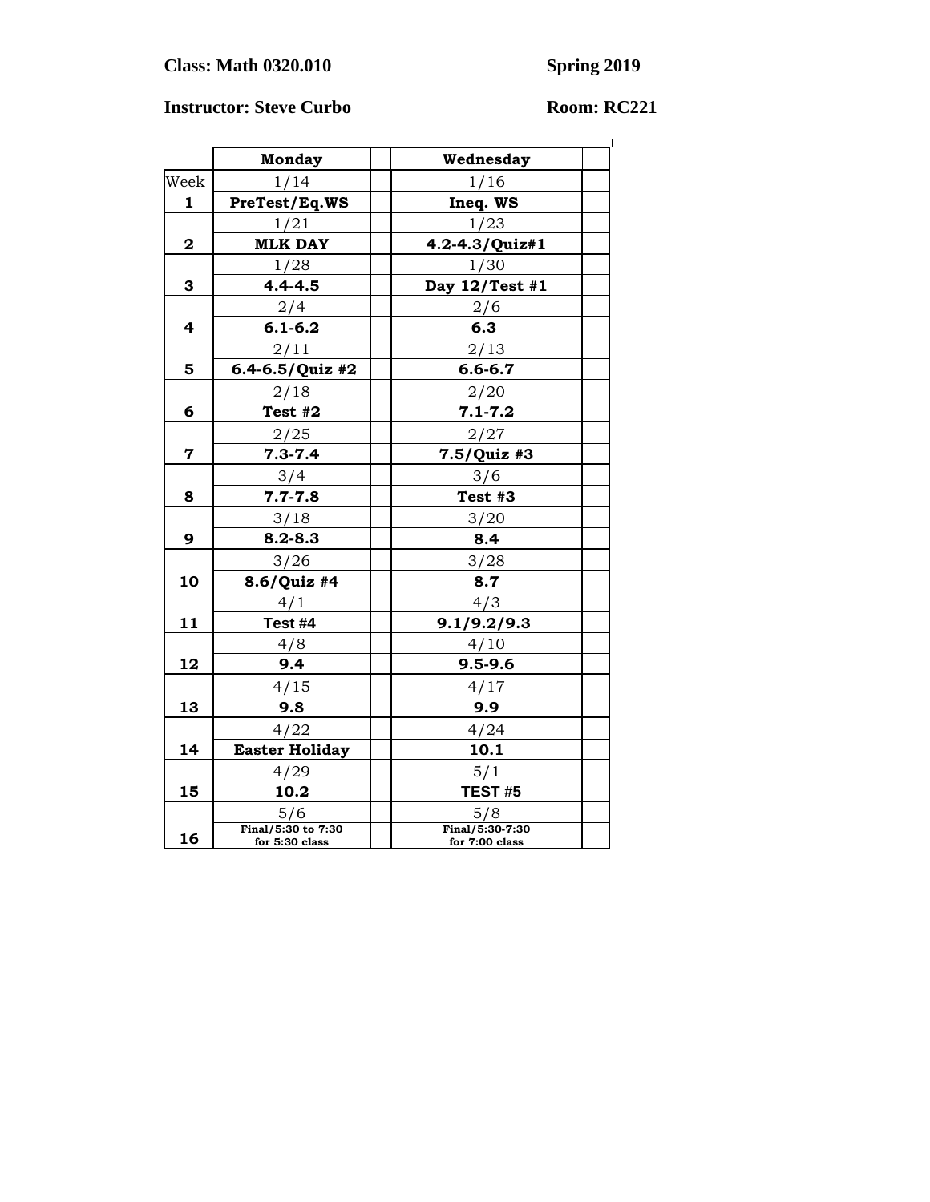**Class: Math 0320.010** **Spring 2019**

**Instructor: Steve Curbo** **Room: RC221**

| Week | Monday | | Wednesday | |
|---|---|---|---|---|
| | 1/14 | | 1/16 | |
| **1** | **PreTest/Eq.WS** | | **Ineq. WS** | |
| | 1/21 | | 1/23 | |
| **2** | **MLK DAY** | | **4.2-4.3/Quiz#1** | |
| | 1/28 | | 1/30 | |
| **3** | **4.4-4.5** | | **Day 12/Test #1** | |
| | 2/4 | | 2/6 | |
| **4** | **6.1-6.2** | | **6.3** | |
| | 2/11 | | 2/13 | |
| **5** | **6.4-6.5/Quiz #2** | | **6.6-6.7** | |
| | 2/18 | | 2/20 | |
| **6** | **Test #2** | | **7.1-7.2** | |
| | 2/25 | | 2/27 | |
| **7** | **7.3-7.4** | | **7.5/Quiz #3** | |
| | 3/4 | | 3/6 | |
| **8** | **7.7-7.8** | | **Test #3** | |
| | 3/18 | | 3/20 | |
| **9** | **8.2-8.3** | | **8.4** | |
| | 3/26 | | 3/28 | |
| **10** | **8.6/Quiz #4** | | **8.7** | |
| | 4/1 | | 4/3 | |
| **11** | **Test #4** | | **9.1/9.2/9.3** | |
| | 4/8 | | 4/10 | |
| **12** | **9.4** | | **9.5-9.6** | |
| | 4/15 | | 4/17 | |
| **13** | **9.8** | | **9.9** | |
| | 4/22 | | 4/24 | |
| **14** | **Easter Holiday** | | **10.1** | |
| | 4/29 | | 5/1 | |
| **15** | **10.2** | | **TEST #5** | |
| | 5/6 | | 5/8 | |
| **16** | **Final/5:30 to 7:30 for 5:30 class** | | **Final/5:30-7:30 for 7:00 class** | |